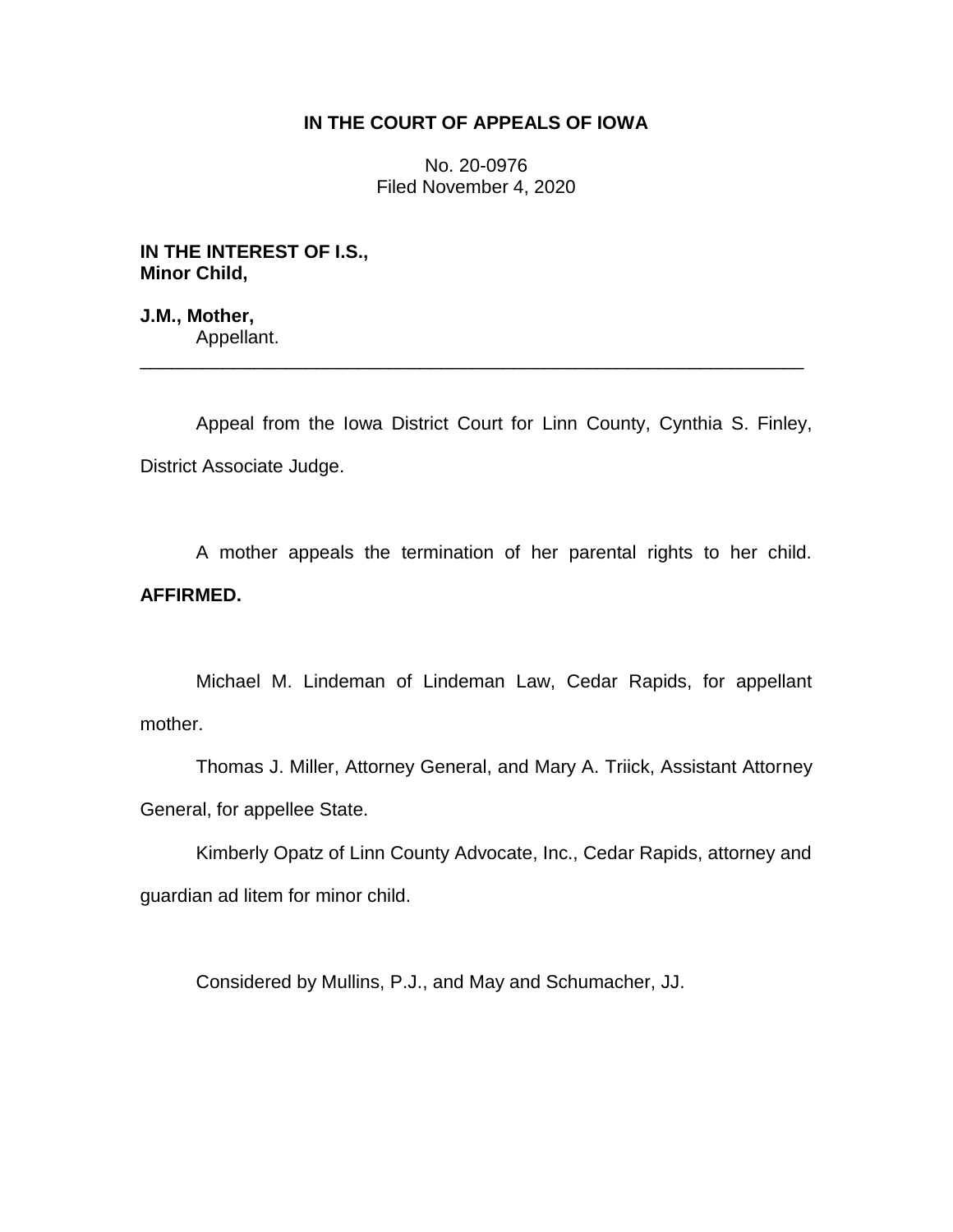**IN THE COURT OF APPEALS OF IOWA**

No. 20-0976
Filed November 4, 2020

**IN THE INTEREST OF I.S., Minor Child,**

**J.M., Mother,**
Appellant.

---

Appeal from the Iowa District Court for Linn County, Cynthia S. Finley, District Associate Judge.

A mother appeals the termination of her parental rights to her child. **AFFIRMED.**

Michael M. Lindeman of Lindeman Law, Cedar Rapids, for appellant mother.

Thomas J. Miller, Attorney General, and Mary A. Triick, Assistant Attorney General, for appellee State.

Kimberly Opatz of Linn County Advocate, Inc., Cedar Rapids, attorney and guardian ad litem for minor child.

Considered by Mullins, P.J., and May and Schumacher, JJ.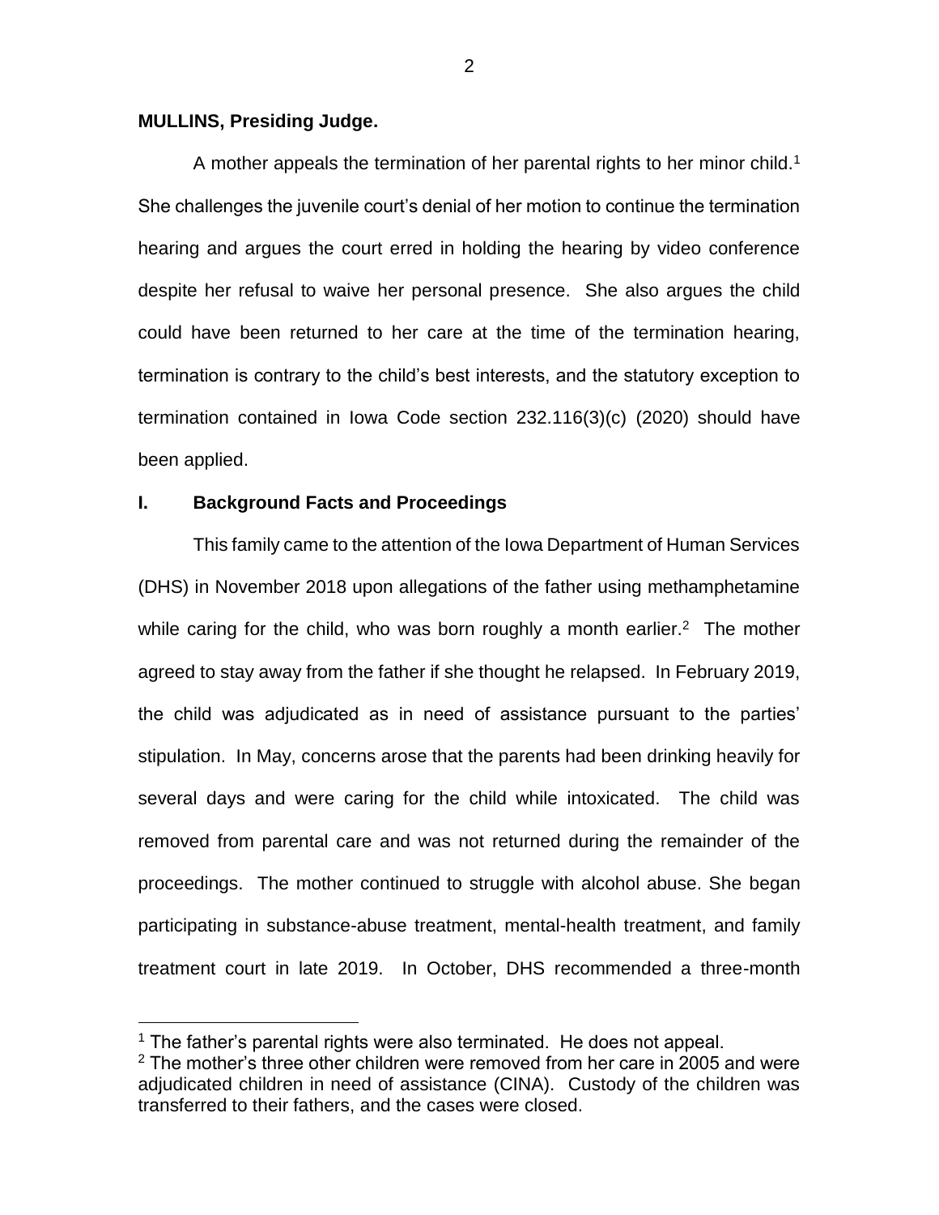**MULLINS, Presiding Judge.**

A mother appeals the termination of her parental rights to her minor child.[1] She challenges the juvenile court's denial of her motion to continue the termination hearing and argues the court erred in holding the hearing by video conference despite her refusal to waive her personal presence. She also argues the child could have been returned to her care at the time of the termination hearing, termination is contrary to the child's best interests, and the statutory exception to termination contained in Iowa Code section 232.116(3)(c) (2020) should have been applied.

## I. Background Facts and Proceedings

This family came to the attention of the Iowa Department of Human Services (DHS) in November 2018 upon allegations of the father using methamphetamine while caring for the child, who was born roughly a month earlier.[2] The mother agreed to stay away from the father if she thought he relapsed. In February 2019, the child was adjudicated as in need of assistance pursuant to the parties' stipulation. In May, concerns arose that the parents had been drinking heavily for several days and were caring for the child while intoxicated. The child was removed from parental care and was not returned during the remainder of the proceedings. The mother continued to struggle with alcohol abuse. She began participating in substance-abuse treatment, mental-health treatment, and family treatment court in late 2019. In October, DHS recommended a three-month

[1] The father's parental rights were also terminated. He does not appeal.

[2] The mother's three other children were removed from her care in 2005 and were adjudicated children in need of assistance (CINA). Custody of the children was transferred to their fathers, and the cases were closed.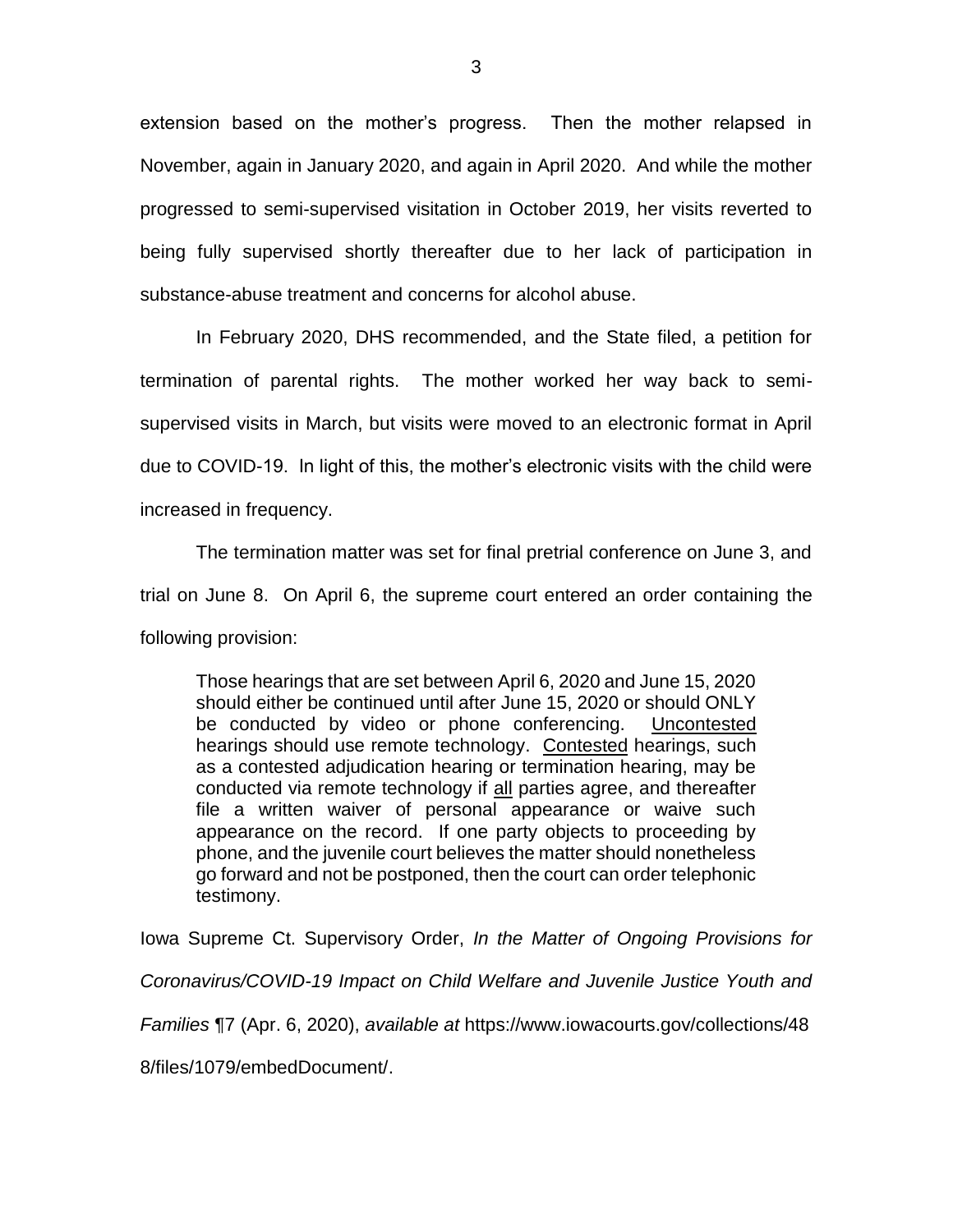extension based on the mother's progress. Then the mother relapsed in November, again in January 2020, and again in April 2020. And while the mother progressed to semi-supervised visitation in October 2019, her visits reverted to being fully supervised shortly thereafter due to her lack of participation in substance-abuse treatment and concerns for alcohol abuse.

In February 2020, DHS recommended, and the State filed, a petition for termination of parental rights. The mother worked her way back to semi-supervised visits in March, but visits were moved to an electronic format in April due to COVID-19. In light of this, the mother's electronic visits with the child were increased in frequency.

The termination matter was set for final pretrial conference on June 3, and trial on June 8. On April 6, the supreme court entered an order containing the following provision:

> Those hearings that are set between April 6, 2020 and June 15, 2020 should either be continued until after June 15, 2020 or should ONLY be conducted by video or phone conferencing. <u>Uncontested</u> hearings should use remote technology. <u>Contested</u> hearings, such as a contested adjudication hearing or termination hearing, may be conducted via remote technology if <u>all</u> parties agree, and thereafter file a written waiver of personal appearance or waive such appearance on the record. If one party objects to proceeding by phone, and the juvenile court believes the matter should nonetheless go forward and not be postponed, then the court can order telephonic testimony.

Iowa Supreme Ct. Supervisory Order, *In the Matter of Ongoing Provisions for Coronavirus/COVID-19 Impact on Child Welfare and Juvenile Justice Youth and Families* ¶7 (Apr. 6, 2020), *available at* https://www.iowacourts.gov/collections/488/files/1079/embedDocument/.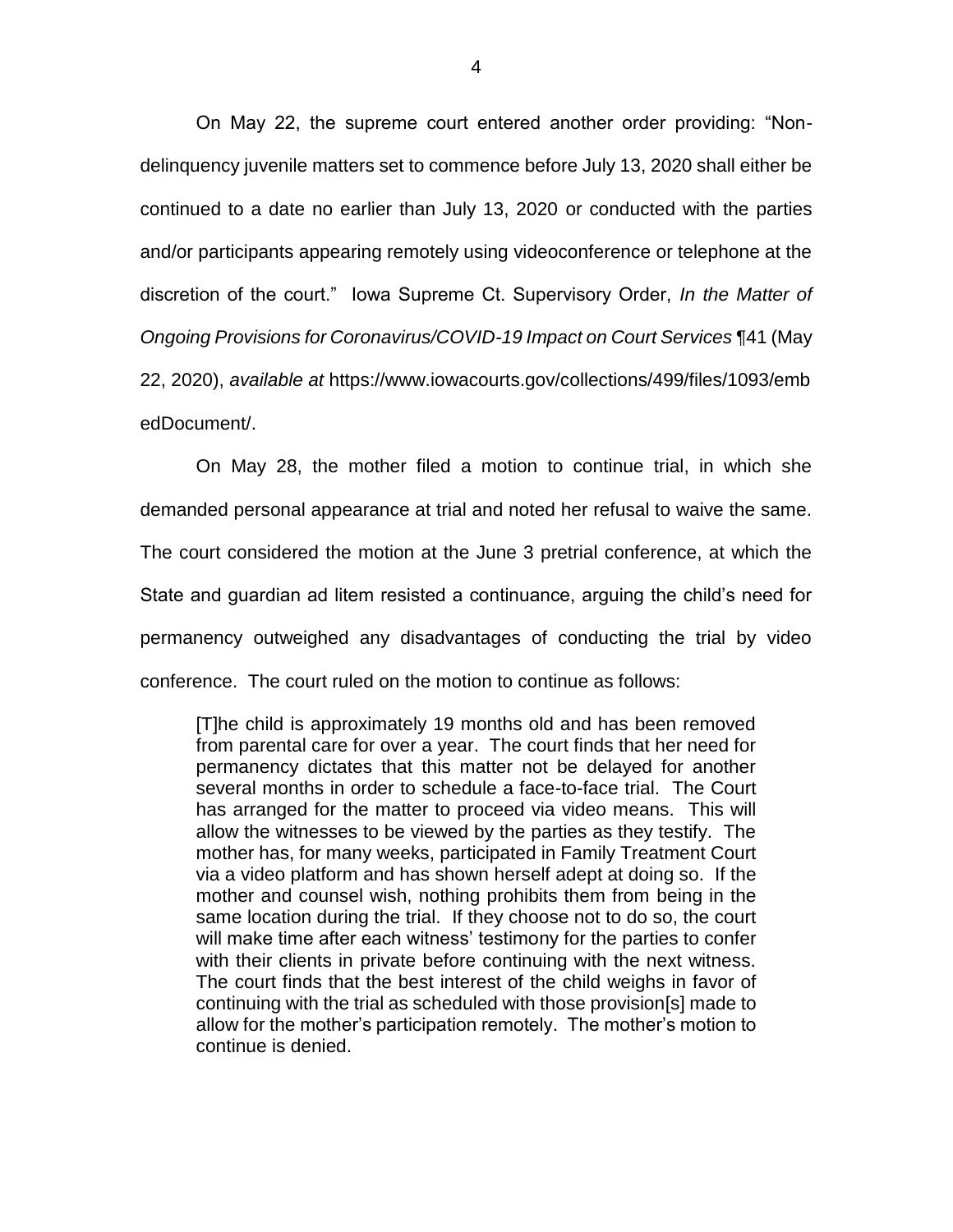On May 22, the supreme court entered another order providing: "Non-delinquency juvenile matters set to commence before July 13, 2020 shall either be continued to a date no earlier than July 13, 2020 or conducted with the parties and/or participants appearing remotely using videoconference or telephone at the discretion of the court." Iowa Supreme Ct. Supervisory Order, *In the Matter of Ongoing Provisions for Coronavirus/COVID-19 Impact on Court Services* ¶41 (May 22, 2020), *available at* https://www.iowacourts.gov/collections/499/files/1093/embedDocument/.

On May 28, the mother filed a motion to continue trial, in which she demanded personal appearance at trial and noted her refusal to waive the same. The court considered the motion at the June 3 pretrial conference, at which the State and guardian ad litem resisted a continuance, arguing the child's need for permanency outweighed any disadvantages of conducting the trial by video conference. The court ruled on the motion to continue as follows:

> [T]he child is approximately 19 months old and has been removed from parental care for over a year. The court finds that her need for permanency dictates that this matter not be delayed for another several months in order to schedule a face-to-face trial. The Court has arranged for the matter to proceed via video means. This will allow the witnesses to be viewed by the parties as they testify. The mother has, for many weeks, participated in Family Treatment Court via a video platform and has shown herself adept at doing so. If the mother and counsel wish, nothing prohibits them from being in the same location during the trial. If they choose not to do so, the court will make time after each witness' testimony for the parties to confer with their clients in private before continuing with the next witness. The court finds that the best interest of the child weighs in favor of continuing with the trial as scheduled with those provision[s] made to allow for the mother's participation remotely. The mother's motion to continue is denied.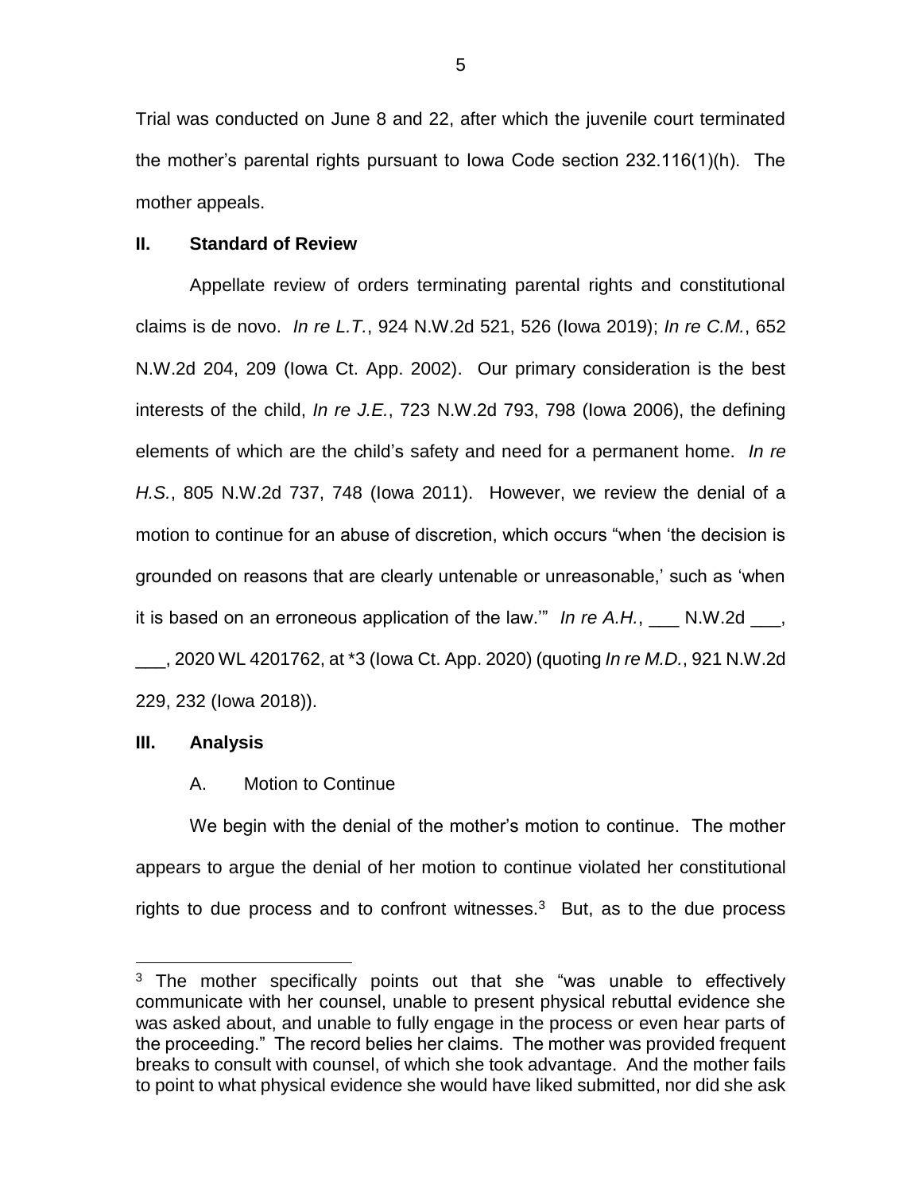Trial was conducted on June 8 and 22, after which the juvenile court terminated the mother's parental rights pursuant to Iowa Code section 232.116(1)(h). The mother appeals.

## II. Standard of Review

Appellate review of orders terminating parental rights and constitutional claims is de novo. *In re L.T.*, 924 N.W.2d 521, 526 (Iowa 2019); *In re C.M.*, 652 N.W.2d 204, 209 (Iowa Ct. App. 2002). Our primary consideration is the best interests of the child, *In re J.E.*, 723 N.W.2d 793, 798 (Iowa 2006), the defining elements of which are the child's safety and need for a permanent home. *In re H.S.*, 805 N.W.2d 737, 748 (Iowa 2011). However, we review the denial of a motion to continue for an abuse of discretion, which occurs "when 'the decision is grounded on reasons that are clearly untenable or unreasonable,' such as 'when it is based on an erroneous application of the law.'" *In re A.H.*, ___ N.W.2d ___, ___, 2020 WL 4201762, at *3 (Iowa Ct. App. 2020) (quoting *In re M.D.*, 921 N.W.2d 229, 232 (Iowa 2018)).

## III. Analysis

### A. Motion to Continue

We begin with the denial of the mother's motion to continue. The mother appears to argue the denial of her motion to continue violated her constitutional rights to due process and to confront witnesses.[3] But, as to the due process

---

[3] The mother specifically points out that she "was unable to effectively communicate with her counsel, unable to present physical rebuttal evidence she was asked about, and unable to fully engage in the process or even hear parts of the proceeding." The record belies her claims. The mother was provided frequent breaks to consult with counsel, of which she took advantage. And the mother fails to point to what physical evidence she would have liked submitted, nor did she ask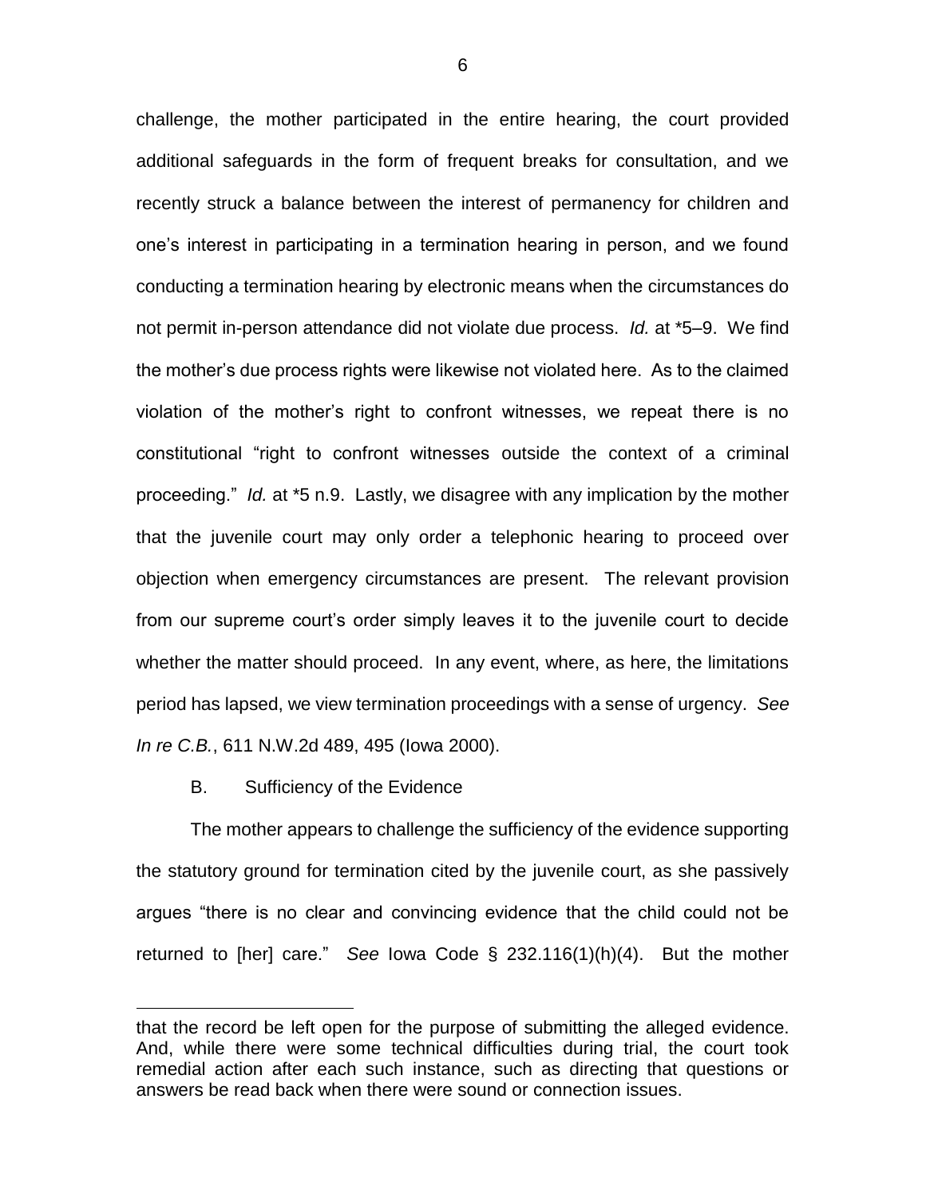challenge, the mother participated in the entire hearing, the court provided additional safeguards in the form of frequent breaks for consultation, and we recently struck a balance between the interest of permanency for children and one's interest in participating in a termination hearing in person, and we found conducting a termination hearing by electronic means when the circumstances do not permit in-person attendance did not violate due process. *Id.* at *5–9. We find the mother's due process rights were likewise not violated here. As to the claimed violation of the mother's right to confront witnesses, we repeat there is no constitutional "right to confront witnesses outside the context of a criminal proceeding." *Id.* at *5 n.9. Lastly, we disagree with any implication by the mother that the juvenile court may only order a telephonic hearing to proceed over objection when emergency circumstances are present. The relevant provision from our supreme court's order simply leaves it to the juvenile court to decide whether the matter should proceed. In any event, where, as here, the limitations period has lapsed, we view termination proceedings with a sense of urgency. *See In re C.B.*, 611 N.W.2d 489, 495 (Iowa 2000).

B. Sufficiency of the Evidence

The mother appears to challenge the sufficiency of the evidence supporting the statutory ground for termination cited by the juvenile court, as she passively argues "there is no clear and convincing evidence that the child could not be returned to [her] care." *See* Iowa Code § 232.116(1)(h)(4). But the mother

---

that the record be left open for the purpose of submitting the alleged evidence. And, while there were some technical difficulties during trial, the court took remedial action after each such instance, such as directing that questions or answers be read back when there were sound or connection issues.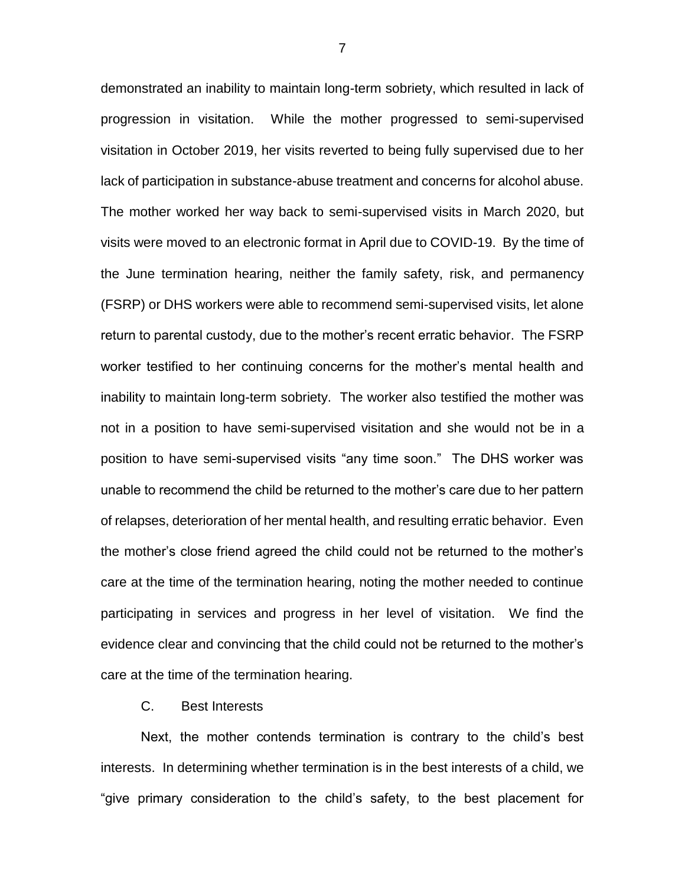demonstrated an inability to maintain long-term sobriety, which resulted in lack of progression in visitation. While the mother progressed to semi-supervised visitation in October 2019, her visits reverted to being fully supervised due to her lack of participation in substance-abuse treatment and concerns for alcohol abuse. The mother worked her way back to semi-supervised visits in March 2020, but visits were moved to an electronic format in April due to COVID-19. By the time of the June termination hearing, neither the family safety, risk, and permanency (FSRP) or DHS workers were able to recommend semi-supervised visits, let alone return to parental custody, due to the mother's recent erratic behavior. The FSRP worker testified to her continuing concerns for the mother's mental health and inability to maintain long-term sobriety. The worker also testified the mother was not in a position to have semi-supervised visitation and she would not be in a position to have semi-supervised visits "any time soon." The DHS worker was unable to recommend the child be returned to the mother's care due to her pattern of relapses, deterioration of her mental health, and resulting erratic behavior. Even the mother's close friend agreed the child could not be returned to the mother's care at the time of the termination hearing, noting the mother needed to continue participating in services and progress in her level of visitation. We find the evidence clear and convincing that the child could not be returned to the mother's care at the time of the termination hearing.

### C. Best Interests

Next, the mother contends termination is contrary to the child's best interests. In determining whether termination is in the best interests of a child, we "give primary consideration to the child's safety, to the best placement for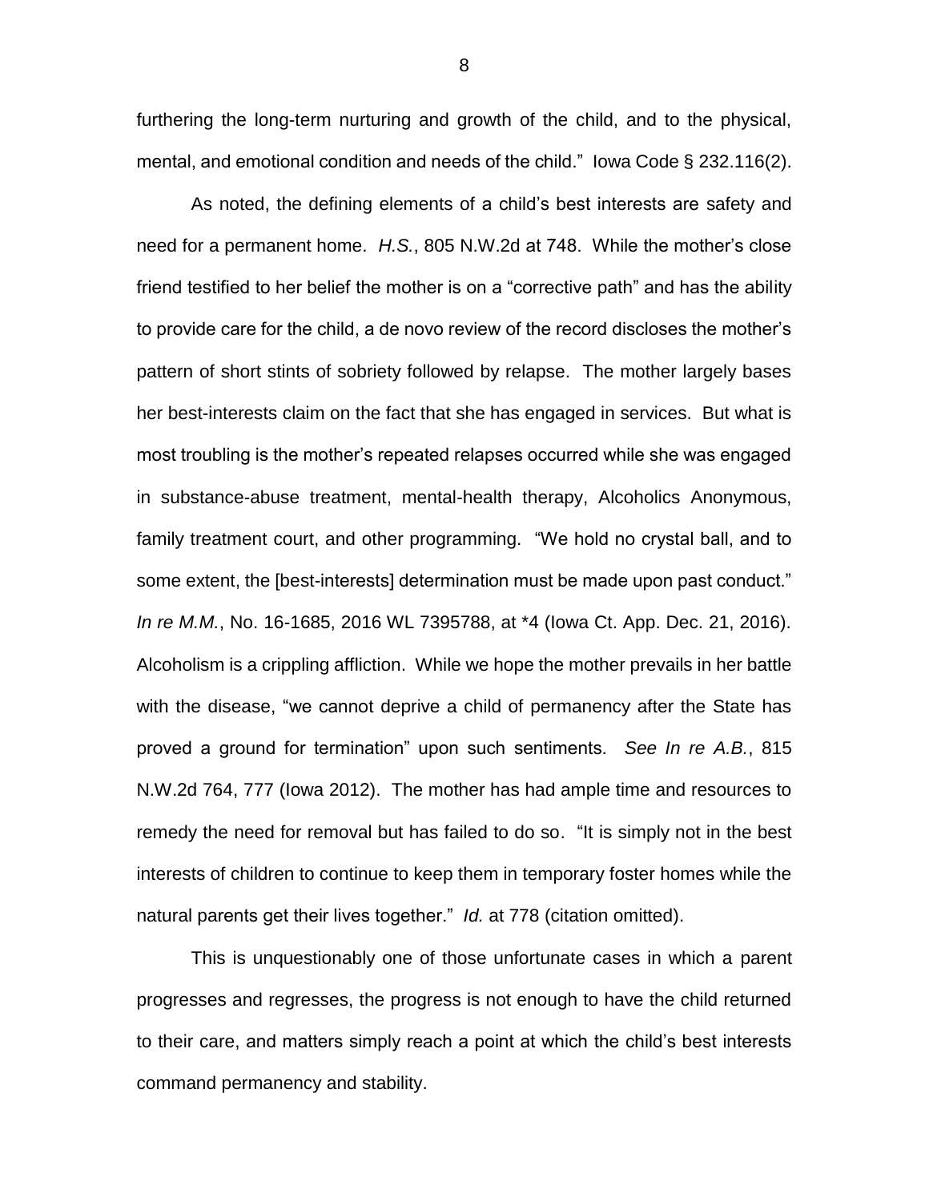furthering the long-term nurturing and growth of the child, and to the physical, mental, and emotional condition and needs of the child." Iowa Code § 232.116(2).

As noted, the defining elements of a child's best interests are safety and need for a permanent home. *H.S.*, 805 N.W.2d at 748. While the mother's close friend testified to her belief the mother is on a "corrective path" and has the ability to provide care for the child, a de novo review of the record discloses the mother's pattern of short stints of sobriety followed by relapse. The mother largely bases her best-interests claim on the fact that she has engaged in services. But what is most troubling is the mother's repeated relapses occurred while she was engaged in substance-abuse treatment, mental-health therapy, Alcoholics Anonymous, family treatment court, and other programming. "We hold no crystal ball, and to some extent, the [best-interests] determination must be made upon past conduct." *In re M.M.*, No. 16-1685, 2016 WL 7395788, at *4 (Iowa Ct. App. Dec. 21, 2016). Alcoholism is a crippling affliction. While we hope the mother prevails in her battle with the disease, "we cannot deprive a child of permanency after the State has proved a ground for termination" upon such sentiments. *See In re A.B.*, 815 N.W.2d 764, 777 (Iowa 2012). The mother has had ample time and resources to remedy the need for removal but has failed to do so. "It is simply not in the best interests of children to continue to keep them in temporary foster homes while the natural parents get their lives together." *Id.* at 778 (citation omitted).

This is unquestionably one of those unfortunate cases in which a parent progresses and regresses, the progress is not enough to have the child returned to their care, and matters simply reach a point at which the child's best interests command permanency and stability.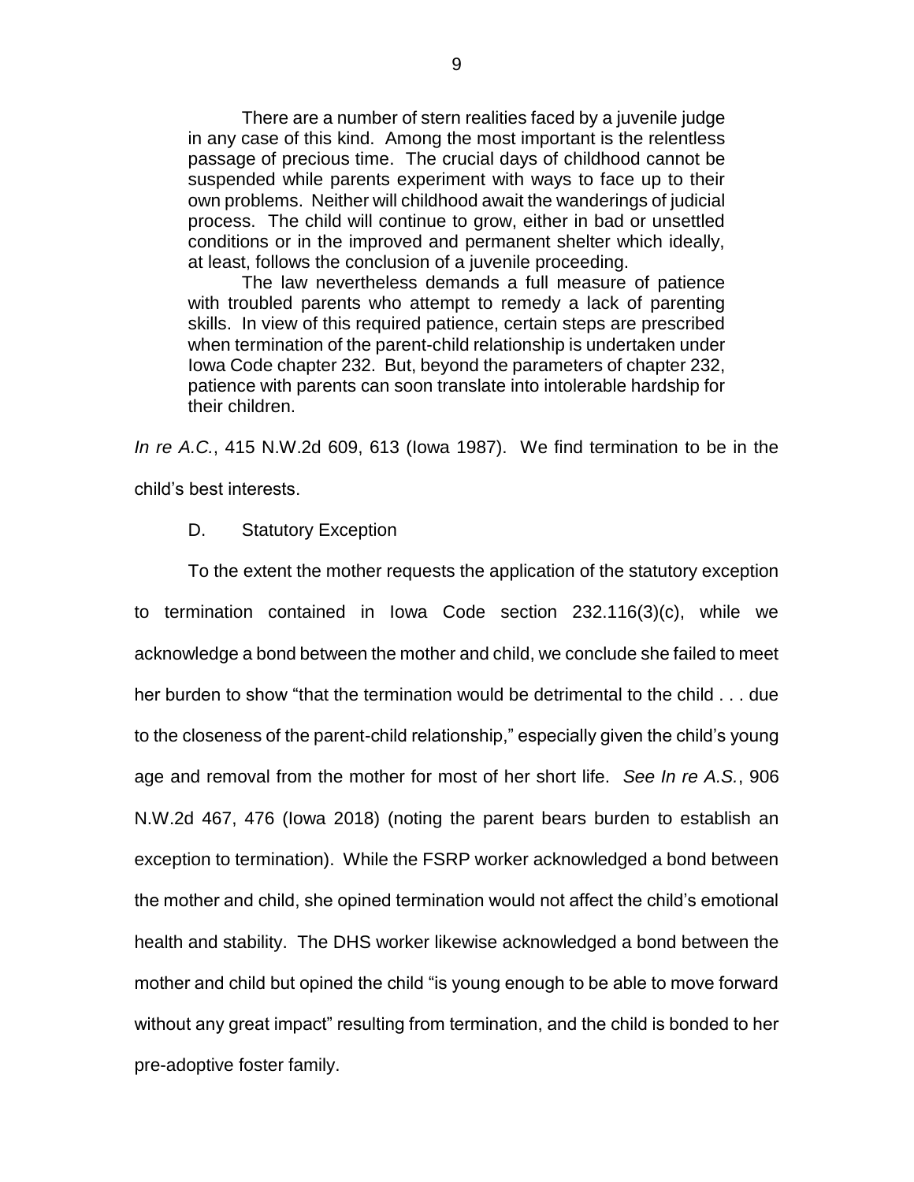> There are a number of stern realities faced by a juvenile judge in any case of this kind. Among the most important is the relentless passage of precious time. The crucial days of childhood cannot be suspended while parents experiment with ways to face up to their own problems. Neither will childhood await the wanderings of judicial process. The child will continue to grow, either in bad or unsettled conditions or in the improved and permanent shelter which ideally, at least, follows the conclusion of a juvenile proceeding.
>
> The law nevertheless demands a full measure of patience with troubled parents who attempt to remedy a lack of parenting skills. In view of this required patience, certain steps are prescribed when termination of the parent-child relationship is undertaken under Iowa Code chapter 232. But, beyond the parameters of chapter 232, patience with parents can soon translate into intolerable hardship for their children.

*In re A.C.*, 415 N.W.2d 609, 613 (Iowa 1987). We find termination to be in the child's best interests.

D. Statutory Exception

To the extent the mother requests the application of the statutory exception to termination contained in Iowa Code section 232.116(3)(c), while we acknowledge a bond between the mother and child, we conclude she failed to meet her burden to show "that the termination would be detrimental to the child . . . due to the closeness of the parent-child relationship," especially given the child's young age and removal from the mother for most of her short life. *See In re A.S.*, 906 N.W.2d 467, 476 (Iowa 2018) (noting the parent bears burden to establish an exception to termination). While the FSRP worker acknowledged a bond between the mother and child, she opined termination would not affect the child's emotional health and stability. The DHS worker likewise acknowledged a bond between the mother and child but opined the child "is young enough to be able to move forward without any great impact" resulting from termination, and the child is bonded to her pre-adoptive foster family.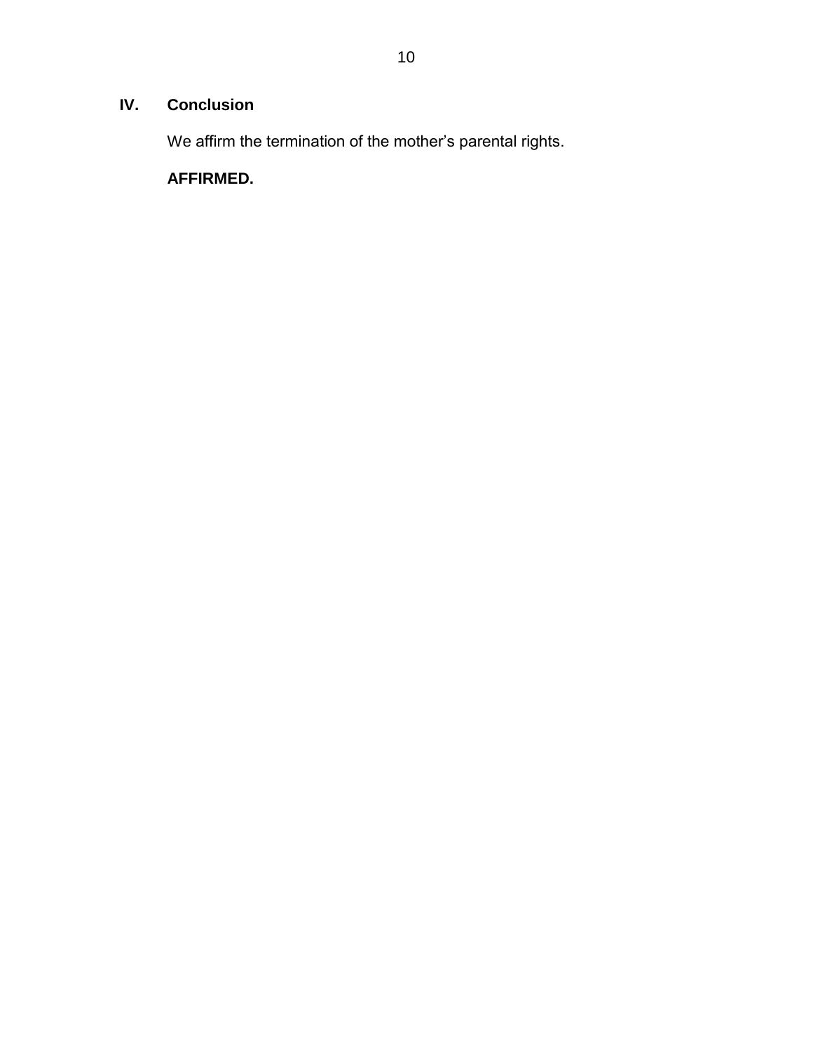## IV. Conclusion

We affirm the termination of the mother's parental rights.

**AFFIRMED.**